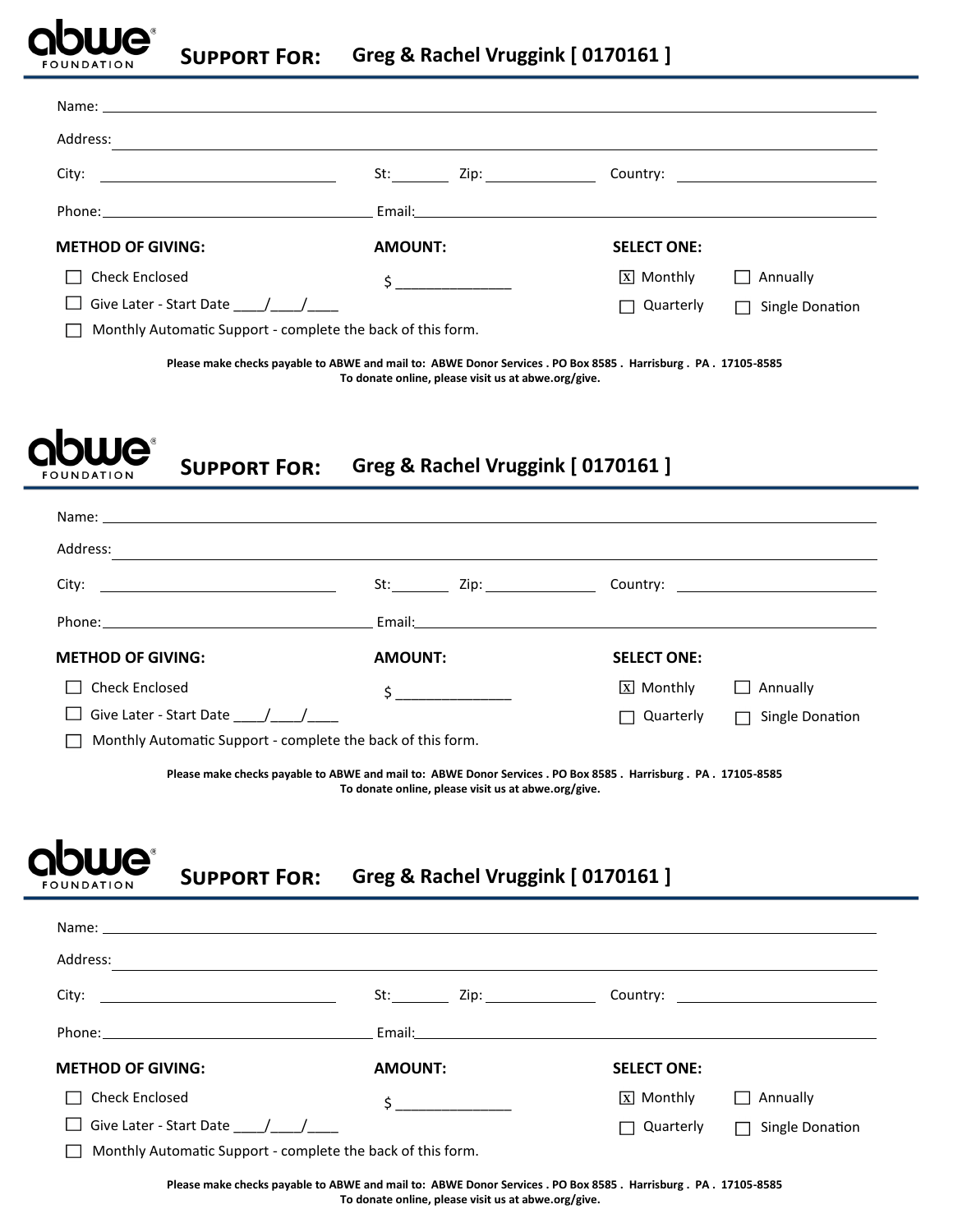abwe FOUNDATION

## Support For: Greg & Rachel Vruggink [ 0170161 ]

Name: ____________________________________________

Address: ____________________________________________

City: ____________________ St: ________ Zip: ____________ Country: ____________________

Phone: ____________________ Email: ____________________________________________

**METHOD OF GIVING:**

- ☐ Check Enclosed
- ☐ Give Later - Start Date ____/____/____
- ☐ Monthly Automatic Support - complete the back of this form.

**AMOUNT:**

$ _______________

**SELECT ONE:**

- ☒ Monthly
- ☐ Annually
- ☐ Quarterly
- ☐ Single Donation

**Please make checks payable to ABWE and mail to: ABWE Donor Services . PO Box 8585 . Harrisburg . PA . 17105-8585**
**To donate online, please visit us at abwe.org/give.**

---

abwe FOUNDATION

## Support For: Greg & Rachel Vruggink [ 0170161 ]

Name: ____________________________________________

Address: ____________________________________________

City: ____________________ St: ________ Zip: ____________ Country: ____________________

Phone: ____________________ Email: ____________________________________________

**METHOD OF GIVING:**

- ☐ Check Enclosed
- ☐ Give Later - Start Date ____/____/____
- ☐ Monthly Automatic Support - complete the back of this form.

**AMOUNT:**

$ _______________

**SELECT ONE:**

- ☒ Monthly
- ☐ Annually
- ☐ Quarterly
- ☐ Single Donation

**Please make checks payable to ABWE and mail to: ABWE Donor Services . PO Box 8585 . Harrisburg . PA . 17105-8585**
**To donate online, please visit us at abwe.org/give.**

---

abwe FOUNDATION

## Support For: Greg & Rachel Vruggink [ 0170161 ]

Name: ____________________________________________

Address: ____________________________________________

City: ____________________ St: ________ Zip: ____________ Country: ____________________

Phone: ____________________ Email: ____________________________________________

**METHOD OF GIVING:**

- ☐ Check Enclosed
- ☐ Give Later - Start Date ____/____/____
- ☐ Monthly Automatic Support - complete the back of this form.

**AMOUNT:**

$ _______________

**SELECT ONE:**

- ☒ Monthly
- ☐ Annually
- ☐ Quarterly
- ☐ Single Donation

**Please make checks payable to ABWE and mail to: ABWE Donor Services . PO Box 8585 . Harrisburg . PA . 17105-8585**
**To donate online, please visit us at abwe.org/give.**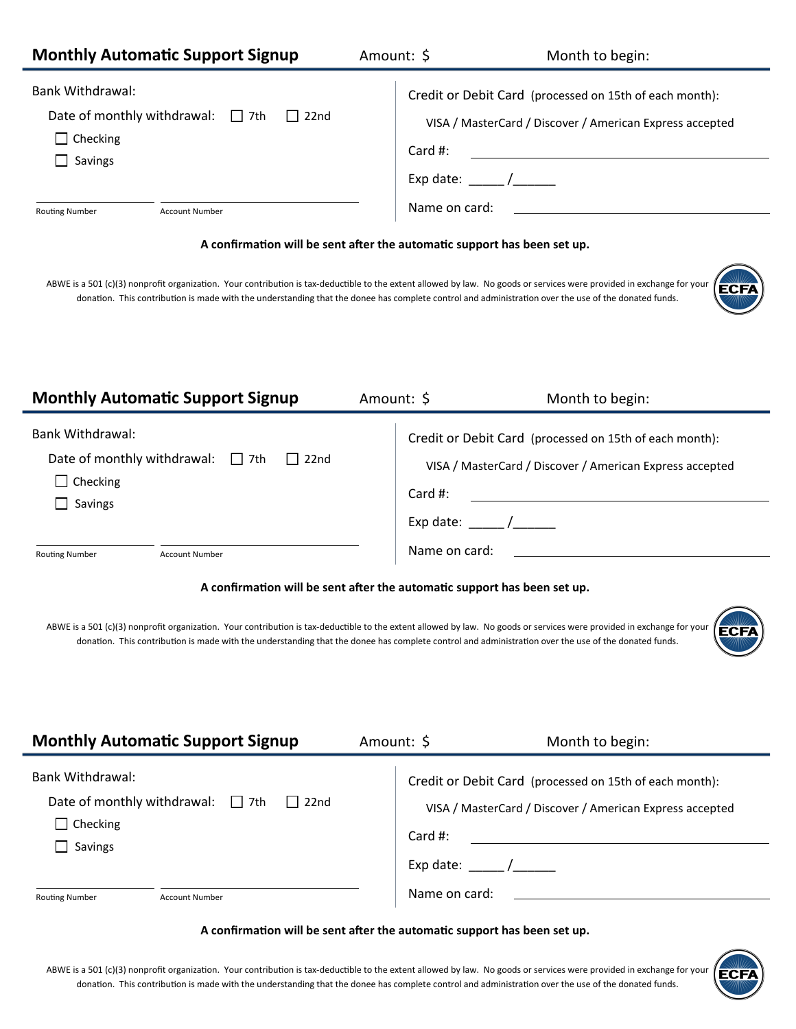## Monthly Automatic Support Signup

Amount: $ Month to begin:

Bank Withdrawal:

Date of monthly withdrawal: ☐ 7th ☐ 22nd

☐ Checking

☐ Savings

Routing Number Account Number

Credit or Debit Card (processed on 15th of each month):

VISA / MasterCard / Discover / American Express accepted

Card #:

Exp date: _____ /______

Name on card:

**A confirmation will be sent after the automatic support has been set up.**

ABWE is a 501 (c)(3) nonprofit organization. Your contribution is tax-deductible to the extent allowed by law. No goods or services were provided in exchange for your donation. This contribution is made with the understanding that the donee has complete control and administration over the use of the donated funds.

ECFA

## Monthly Automatic Support Signup

Amount: $ Month to begin:

Bank Withdrawal:

Date of monthly withdrawal: ☐ 7th ☐ 22nd

☐ Checking

☐ Savings

Routing Number Account Number

Credit or Debit Card (processed on 15th of each month):

VISA / MasterCard / Discover / American Express accepted

Card #:

Exp date: _____ /______

Name on card:

**A confirmation will be sent after the automatic support has been set up.**

ABWE is a 501 (c)(3) nonprofit organization. Your contribution is tax-deductible to the extent allowed by law. No goods or services were provided in exchange for your donation. This contribution is made with the understanding that the donee has complete control and administration over the use of the donated funds.

ECFA

## Monthly Automatic Support Signup

Amount: $ Month to begin:

Bank Withdrawal:

Date of monthly withdrawal: ☐ 7th ☐ 22nd

☐ Checking

☐ Savings

Routing Number Account Number

Credit or Debit Card (processed on 15th of each month):

VISA / MasterCard / Discover / American Express accepted

Card #:

Exp date: _____ /______

Name on card:

**A confirmation will be sent after the automatic support has been set up.**

ABWE is a 501 (c)(3) nonprofit organization. Your contribution is tax-deductible to the extent allowed by law. No goods or services were provided in exchange for your donation. This contribution is made with the understanding that the donee has complete control and administration over the use of the donated funds.

ECFA